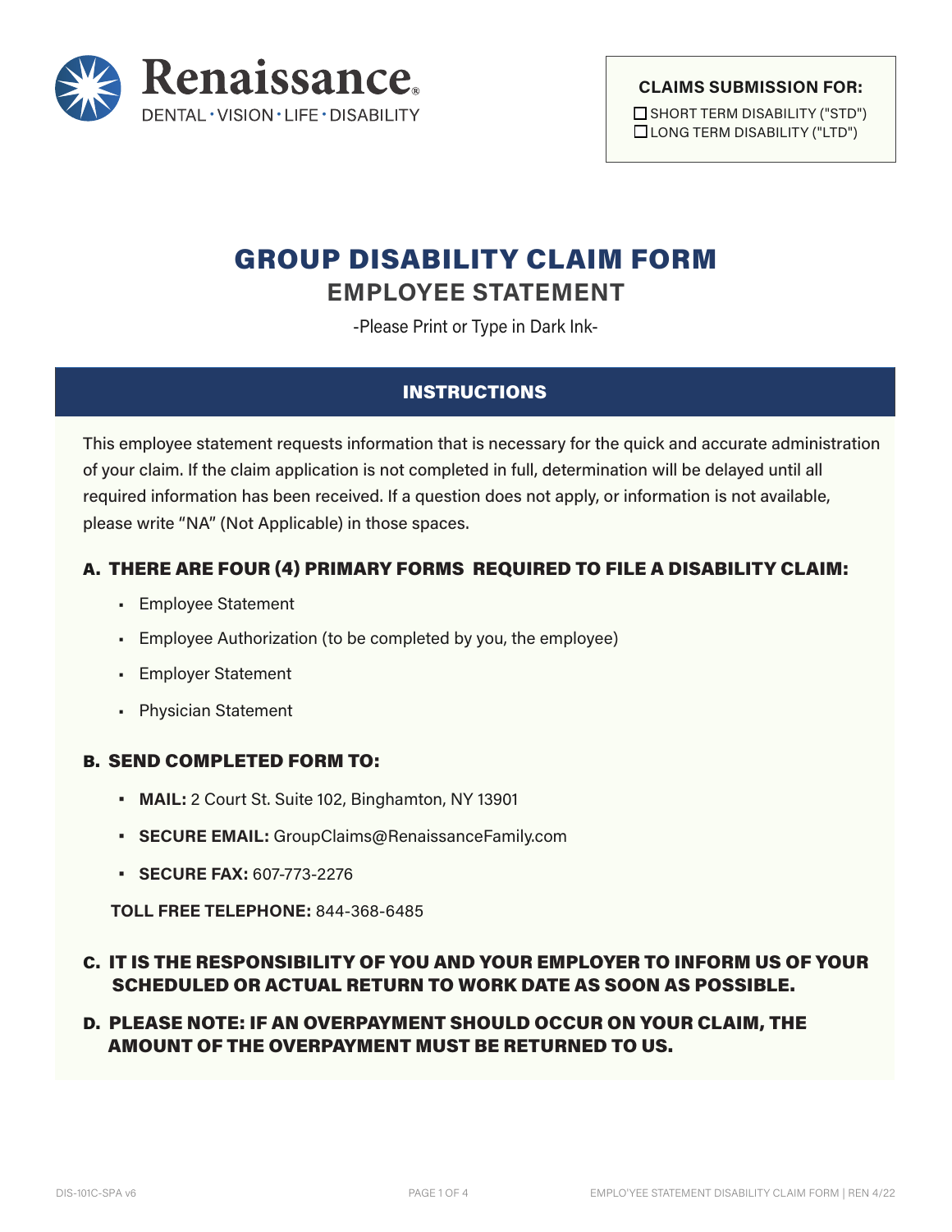**Renaissance®**
DENTAL · VISION · LIFE · DISABILITY

**CLAIMS SUBMISSION FOR:**

- ☐ SHORT TERM DISABILITY ("STD")
- ☐ LONG TERM DISABILITY ("LTD")

# GROUP DISABILITY CLAIM FORM

## EMPLOYEE STATEMENT

-Please Print or Type in Dark Ink-

### INSTRUCTIONS

This employee statement requests information that is necessary for the quick and accurate administration of your claim. If the claim application is not completed in full, determination will be delayed until all required information has been received. If a question does not apply, or information is not available, please write "NA" (Not Applicable) in those spaces.

**A. THERE ARE FOUR (4) PRIMARY FORMS REQUIRED TO FILE A DISABILITY CLAIM:**

- Employee Statement
- Employee Authorization (to be completed by you, the employee)
- Employer Statement
- Physician Statement

**B. SEND COMPLETED FORM TO:**

- **MAIL:** 2 Court St. Suite 102, Binghamton, NY 13901
- **SECURE EMAIL:** GroupClaims@RenaissanceFamily.com
- **SECURE FAX:** 607-773-2276

**TOLL FREE TELEPHONE:** 844-368-6485

**C. IT IS THE RESPONSIBILITY OF YOU AND YOUR EMPLOYER TO INFORM US OF YOUR SCHEDULED OR ACTUAL RETURN TO WORK DATE AS SOON AS POSSIBLE.**

**D. PLEASE NOTE: IF AN OVERPAYMENT SHOULD OCCUR ON YOUR CLAIM, THE AMOUNT OF THE OVERPAYMENT MUST BE RETURNED TO US.**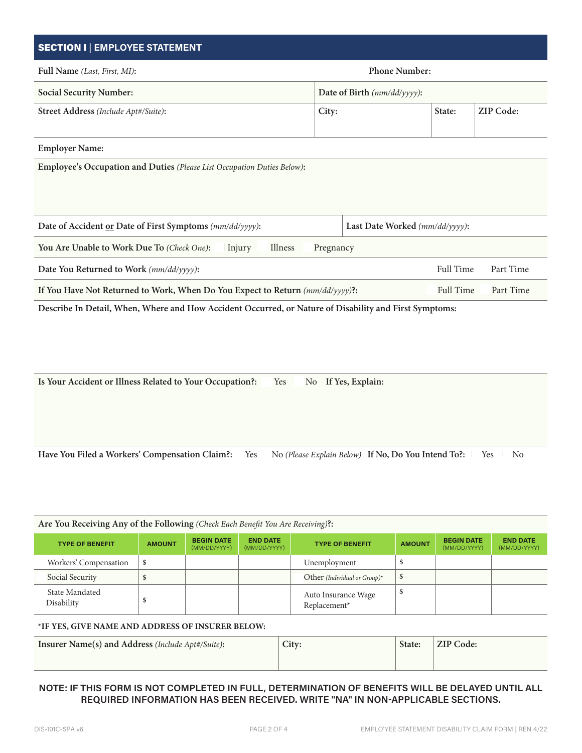## SECTION I | EMPLOYEE STATEMENT

| | | | |
|---|---|---|---|
| **Full Name** *(Last, First, MI)*: | | **Phone Number:** | |
| **Social Security Number:** | | **Date of Birth** *(mm/dd/yyyy)*: | |
| **Street Address** *(Include Apt#/Suite)*: | **City:** | **State:** | **ZIP Code:** |

**Employer Name:**

**Employee's Occupation and Duties** *(Please List Occupation Duties Below)*:

**Date of Accident or Date of First Symptoms** *(mm/dd/yyyy)*: **Last Date Worked** *(mm/dd/yyyy)*:

**You Are Unable to Work Due To** *(Check One)*: Injury Illness Pregnancy

**Date You Returned to Work** *(mm/dd/yyyy)*: Full Time Part Time

**If You Have Not Returned to Work, When Do You Expect to Return** *(mm/dd/yyyy)***?**: Full Time Part Time

**Describe In Detail, When, Where and How Accident Occurred, or Nature of Disability and First Symptoms:**

**Is Your Accident or Illness Related to Your Occupation?:** Yes No **If Yes, Explain:**

**Have You Filed a Workers' Compensation Claim?:** Yes No *(Please Explain Below)* **If No, Do You Intend To?:** Yes No

**Are You Receiving Any of the Following** *(Check Each Benefit You Are Receiving)***?**:

| TYPE OF BENEFIT | AMOUNT | BEGIN DATE (MM/DD/YYYY) | END DATE (MM/DD/YYYY) | TYPE OF BENEFIT | AMOUNT | BEGIN DATE (MM/DD/YYYY) | END DATE (MM/DD/YYYY) |
|---|---|---|---|---|---|---|---|
| Workers' Compensation | $ | | | Unemployment | $ | | |
| Social Security | $ | | | Other *(Individual or Group)*\* | $ | | |
| State Mandated Disability | $ | | | Auto Insurance Wage Replacement\* | $ | | |

**\*IF YES, GIVE NAME AND ADDRESS OF INSURER BELOW:**

| **Insurer Name(s) and Address** *(Include Apt#/Suite)*: | **City:** | **State:** | **ZIP Code:** |
|---|---|---|---|
| | | | |

**NOTE: IF THIS FORM IS NOT COMPLETED IN FULL, DETERMINATION OF BENEFITS WILL BE DELAYED UNTIL ALL REQUIRED INFORMATION HAS BEEN RECEIVED. WRITE "NA" IN NON-APPLICABLE SECTIONS.**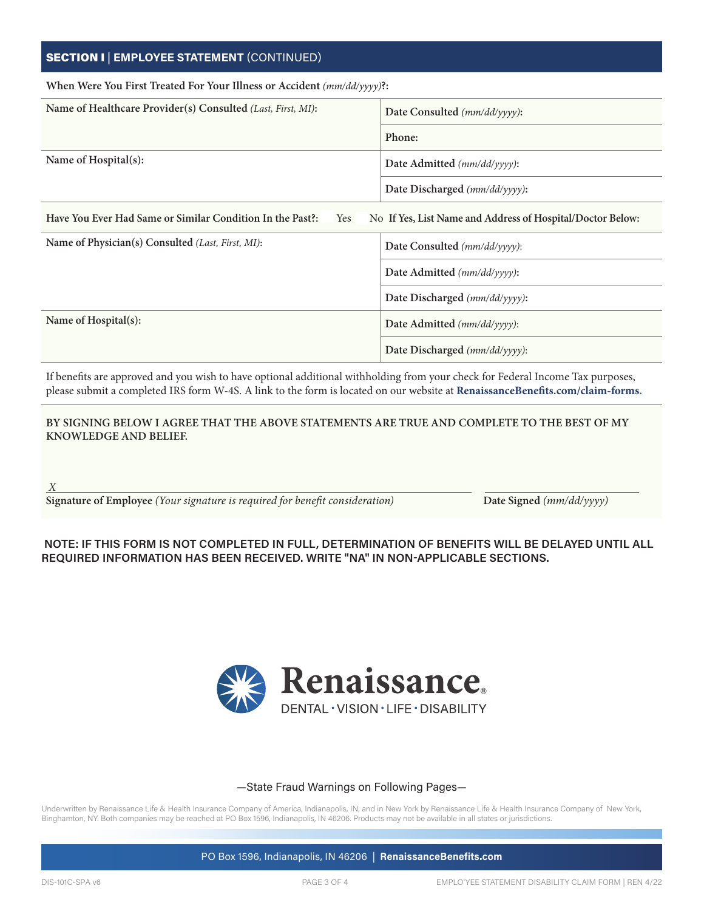## SECTION I | EMPLOYEE STATEMENT (CONTINUED)

**When Were You First Treated For Your Illness or Accident** *(mm/dd/yyyy)***?:**

| **Name of Healthcare Provider(s) Consulted** *(Last, First, MI)*: | **Date Consulted** *(mm/dd/yyyy)*: |
|---|---|
| | **Phone:** |
| **Name of Hospital(s):** | **Date Admitted** *(mm/dd/yyyy)*: |
| | **Date Discharged** *(mm/dd/yyyy)*: |

**Have You Ever Had Same or Similar Condition In the Past?:** Yes No **If Yes, List Name and Address of Hospital/Doctor Below:**

| **Name of Physician(s) Consulted** *(Last, First, MI)*: | **Date Consulted** *(mm/dd/yyyy)*: |
|---|---|
| | **Date Admitted** *(mm/dd/yyyy)*: |
| | **Date Discharged** *(mm/dd/yyyy)*: |
| **Name of Hospital(s):** | **Date Admitted** *(mm/dd/yyyy)*: |
| | **Date Discharged** *(mm/dd/yyyy)*: |

If benefits are approved and you wish to have optional additional withholding from your check for Federal Income Tax purposes, please submit a completed IRS form W-4S. A link to the form is located on our website at **RenaissanceBenefits.com/claim-forms.**

**BY SIGNING BELOW I AGREE THAT THE ABOVE STATEMENTS ARE TRUE AND COMPLETE TO THE BEST OF MY KNOWLEDGE AND BELIEF.**

*X* ______________________________________________ ____________________

**Signature of Employee** *(Your signature is required for benefit consideration)* **Date Signed** *(mm/dd/yyyy)*

**NOTE: IF THIS FORM IS NOT COMPLETED IN FULL, DETERMINATION OF BENEFITS WILL BE DELAYED UNTIL ALL REQUIRED INFORMATION HAS BEEN RECEIVED. WRITE "NA" IN NON-APPLICABLE SECTIONS.**

**Renaissance**
DENTAL • VISION • LIFE • DISABILITY

—State Fraud Warnings on Following Pages—

Underwritten by Renaissance Life & Health Insurance Company of America, Indianapolis, IN, and in New York by Renaissance Life & Health Insurance Company of New York, Binghamton, NY. Both companies may be reached at PO Box 1596, Indianapolis, IN 46206. Products may not be available in all states or jurisdictions.

PO Box 1596, Indianapolis, IN 46206 | **RenaissanceBenefits.com**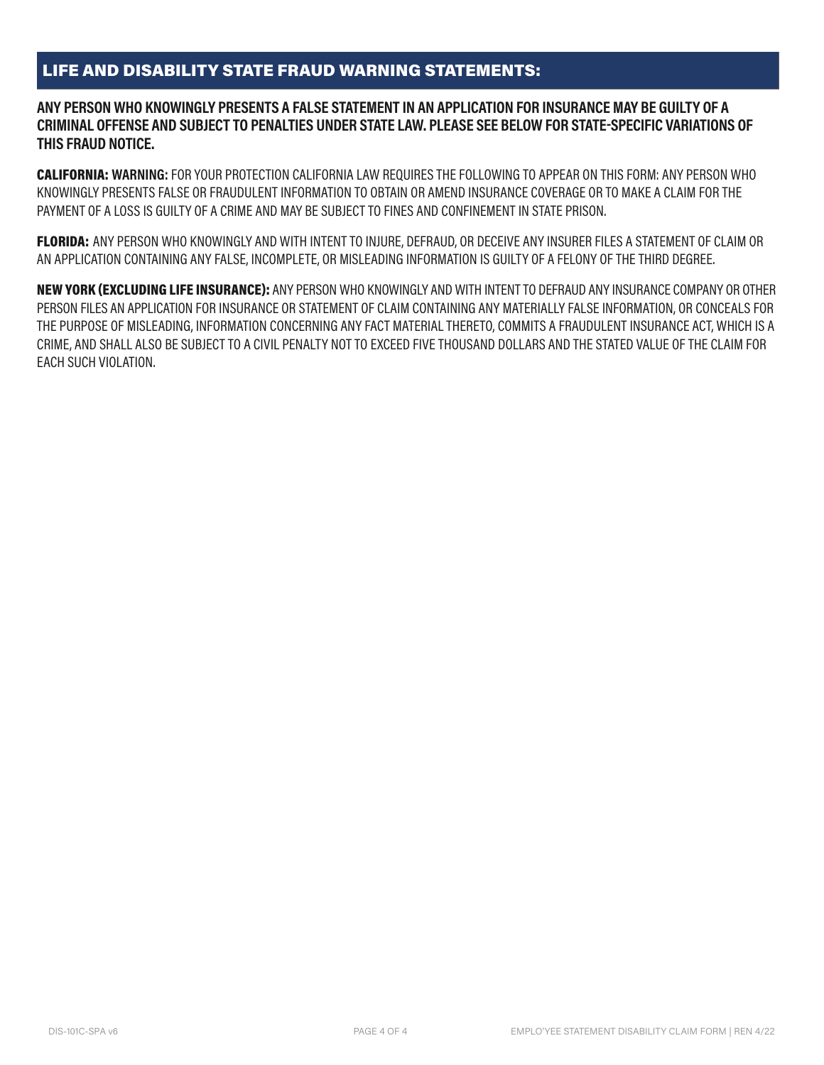## LIFE AND DISABILITY STATE FRAUD WARNING STATEMENTS:

**ANY PERSON WHO KNOWINGLY PRESENTS A FALSE STATEMENT IN AN APPLICATION FOR INSURANCE MAY BE GUILTY OF A CRIMINAL OFFENSE AND SUBJECT TO PENALTIES UNDER STATE LAW. PLEASE SEE BELOW FOR STATE-SPECIFIC VARIATIONS OF THIS FRAUD NOTICE.**

**CALIFORNIA: WARNING:** FOR YOUR PROTECTION CALIFORNIA LAW REQUIRES THE FOLLOWING TO APPEAR ON THIS FORM: ANY PERSON WHO KNOWINGLY PRESENTS FALSE OR FRAUDULENT INFORMATION TO OBTAIN OR AMEND INSURANCE COVERAGE OR TO MAKE A CLAIM FOR THE PAYMENT OF A LOSS IS GUILTY OF A CRIME AND MAY BE SUBJECT TO FINES AND CONFINEMENT IN STATE PRISON.

**FLORIDA:** ANY PERSON WHO KNOWINGLY AND WITH INTENT TO INJURE, DEFRAUD, OR DECEIVE ANY INSURER FILES A STATEMENT OF CLAIM OR AN APPLICATION CONTAINING ANY FALSE, INCOMPLETE, OR MISLEADING INFORMATION IS GUILTY OF A FELONY OF THE THIRD DEGREE.

**NEW YORK (EXCLUDING LIFE INSURANCE):** ANY PERSON WHO KNOWINGLY AND WITH INTENT TO DEFRAUD ANY INSURANCE COMPANY OR OTHER PERSON FILES AN APPLICATION FOR INSURANCE OR STATEMENT OF CLAIM CONTAINING ANY MATERIALLY FALSE INFORMATION, OR CONCEALS FOR THE PURPOSE OF MISLEADING, INFORMATION CONCERNING ANY FACT MATERIAL THERETO, COMMITS A FRAUDULENT INSURANCE ACT, WHICH IS A CRIME, AND SHALL ALSO BE SUBJECT TO A CIVIL PENALTY NOT TO EXCEED FIVE THOUSAND DOLLARS AND THE STATED VALUE OF THE CLAIM FOR EACH SUCH VIOLATION.